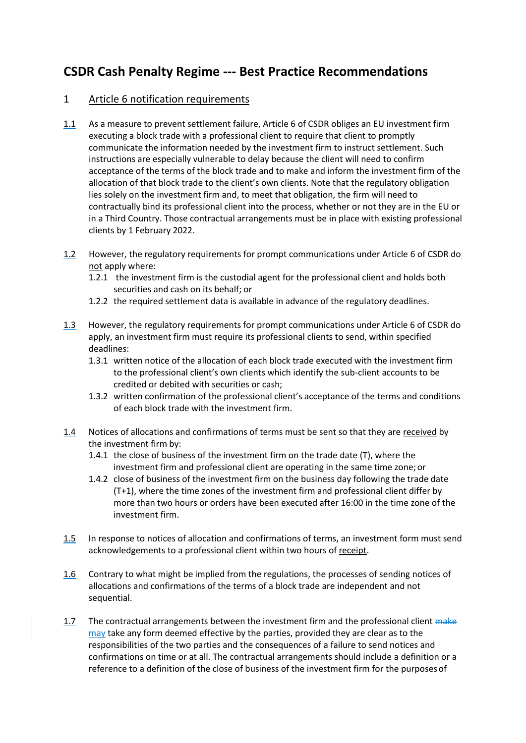# CSDR Cash Penalty Regime --- Best Practice Recommendations

## 1 Article 6 notification requirements

1.1 As a measure to prevent settlement failure, Article 6 of CSDR obliges an EU investment firm executing a block trade with a professional client to require that client to promptly communicate the information needed by the investment firm to instruct settlement. Such instructions are especially vulnerable to delay because the client will need to confirm acceptance of the terms of the block trade and to make and inform the investment firm of the allocation of that block trade to the client's own clients. Note that the regulatory obligation lies solely on the investment firm and, to meet that obligation, the firm will need to contractually bind its professional client into the process, whether or not they are in the EU or in a Third Country. Those contractual arrangements must be in place with existing professional clients by 1 February 2022.

1.2 However, the regulatory requirements for prompt communications under Article 6 of CSDR do not apply where:

1.2.1 the investment firm is the custodial agent for the professional client and holds both securities and cash on its behalf; or

1.2.2 the required settlement data is available in advance of the regulatory deadlines.

1.3 However, the regulatory requirements for prompt communications under Article 6 of CSDR do apply, an investment firm must require its professional clients to send, within specified deadlines:

1.3.1 written notice of the allocation of each block trade executed with the investment firm to the professional client's own clients which identify the sub-client accounts to be credited or debited with securities or cash;

1.3.2 written confirmation of the professional client's acceptance of the terms and conditions of each block trade with the investment firm.

1.4 Notices of allocations and confirmations of terms must be sent so that they are received by the investment firm by:

1.4.1 the close of business of the investment firm on the trade date (T), where the investment firm and professional client are operating in the same time zone; or

1.4.2 close of business of the investment firm on the business day following the trade date (T+1), where the time zones of the investment firm and professional client differ by more than two hours or orders have been executed after 16:00 in the time zone of the investment firm.

1.5 In response to notices of allocation and confirmations of terms, an investment form must send acknowledgements to a professional client within two hours of receipt.

1.6 Contrary to what might be implied from the regulations, the processes of sending notices of allocations and confirmations of the terms of a block trade are independent and not sequential.

1.7 The contractual arrangements between the investment firm and the professional client ~~make~~ may take any form deemed effective by the parties, provided they are clear as to the responsibilities of the two parties and the consequences of a failure to send notices and confirmations on time or at all. The contractual arrangements should include a definition or a reference to a definition of the close of business of the investment firm for the purposes of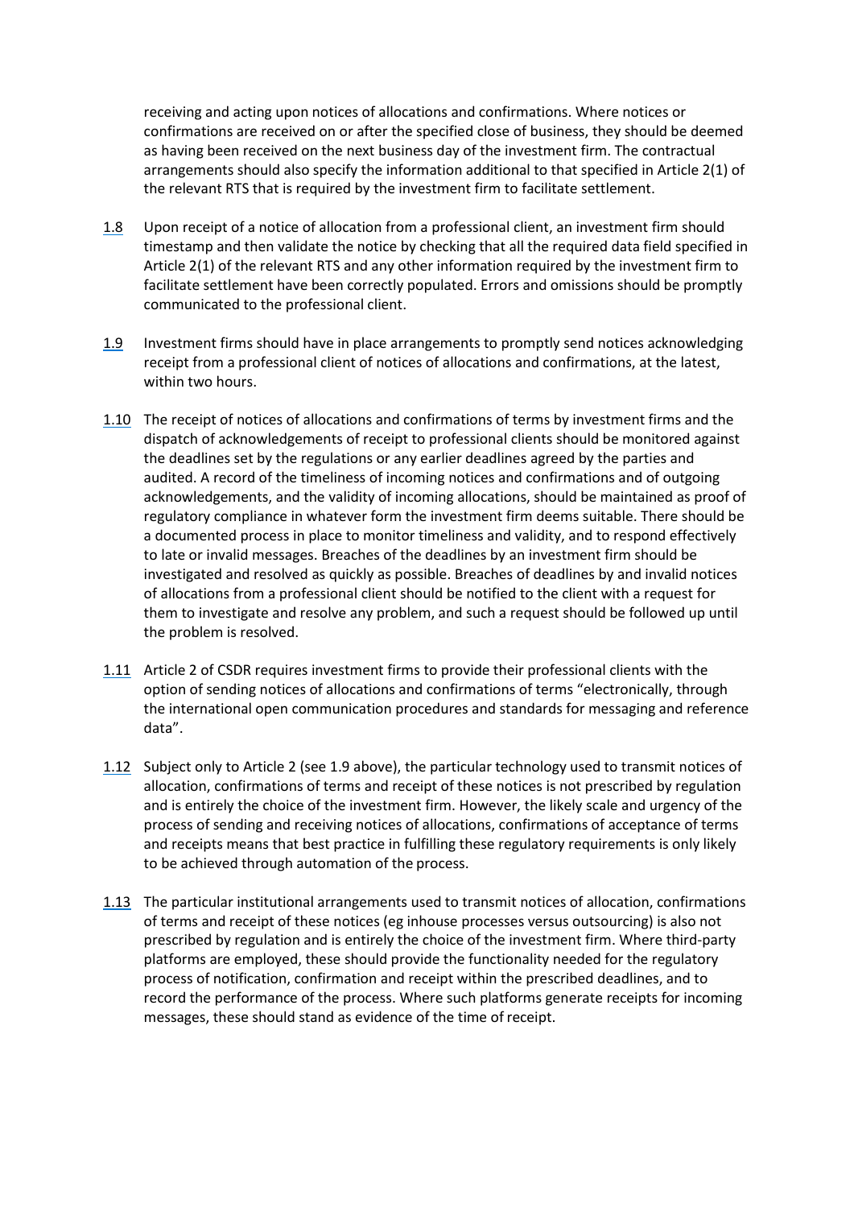receiving and acting upon notices of allocations and confirmations. Where notices or confirmations are received on or after the specified close of business, they should be deemed as having been received on the next business day of the investment firm. The contractual arrangements should also specify the information additional to that specified in Article 2(1) of the relevant RTS that is required by the investment firm to facilitate settlement.

1.8 Upon receipt of a notice of allocation from a professional client, an investment firm should timestamp and then validate the notice by checking that all the required data field specified in Article 2(1) of the relevant RTS and any other information required by the investment firm to facilitate settlement have been correctly populated. Errors and omissions should be promptly communicated to the professional client.

1.9 Investment firms should have in place arrangements to promptly send notices acknowledging receipt from a professional client of notices of allocations and confirmations, at the latest, within two hours.

1.10 The receipt of notices of allocations and confirmations of terms by investment firms and the dispatch of acknowledgements of receipt to professional clients should be monitored against the deadlines set by the regulations or any earlier deadlines agreed by the parties and audited. A record of the timeliness of incoming notices and confirmations and of outgoing acknowledgements, and the validity of incoming allocations, should be maintained as proof of regulatory compliance in whatever form the investment firm deems suitable. There should be a documented process in place to monitor timeliness and validity, and to respond effectively to late or invalid messages. Breaches of the deadlines by an investment firm should be investigated and resolved as quickly as possible. Breaches of deadlines by and invalid notices of allocations from a professional client should be notified to the client with a request for them to investigate and resolve any problem, and such a request should be followed up until the problem is resolved.

1.11 Article 2 of CSDR requires investment firms to provide their professional clients with the option of sending notices of allocations and confirmations of terms "electronically, through the international open communication procedures and standards for messaging and reference data".

1.12 Subject only to Article 2 (see 1.9 above), the particular technology used to transmit notices of allocation, confirmations of terms and receipt of these notices is not prescribed by regulation and is entirely the choice of the investment firm. However, the likely scale and urgency of the process of sending and receiving notices of allocations, confirmations of acceptance of terms and receipts means that best practice in fulfilling these regulatory requirements is only likely to be achieved through automation of the process.

1.13 The particular institutional arrangements used to transmit notices of allocation, confirmations of terms and receipt of these notices (eg inhouse processes versus outsourcing) is also not prescribed by regulation and is entirely the choice of the investment firm. Where third-party platforms are employed, these should provide the functionality needed for the regulatory process of notification, confirmation and receipt within the prescribed deadlines, and to record the performance of the process. Where such platforms generate receipts for incoming messages, these should stand as evidence of the time of receipt.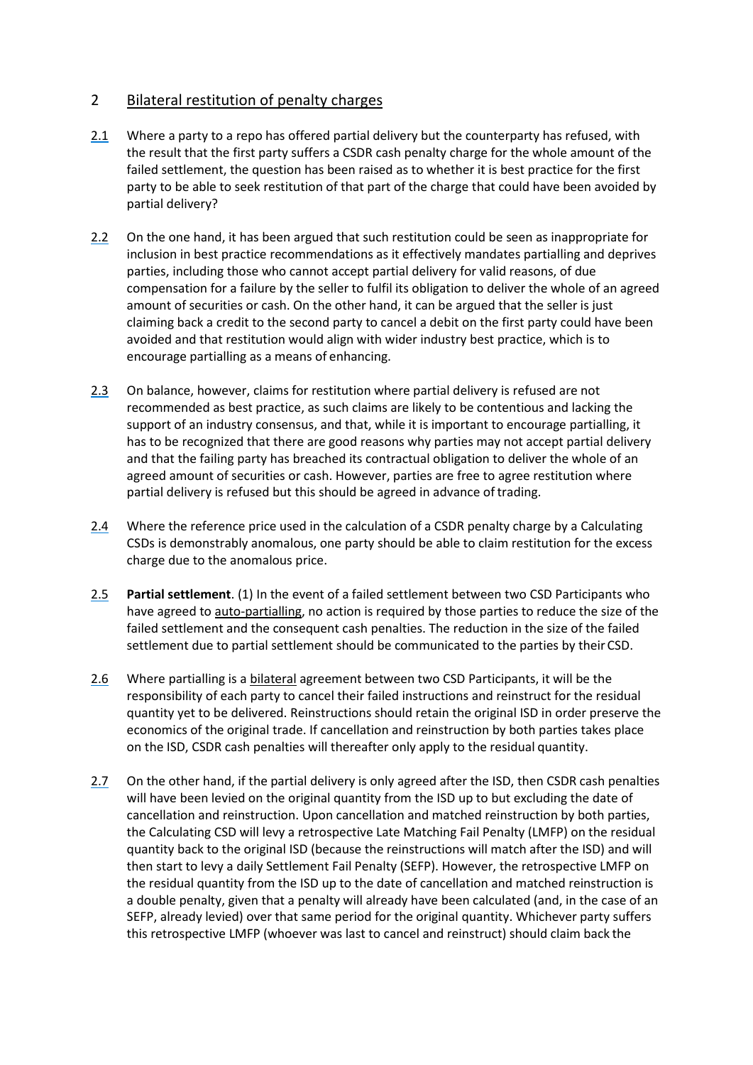## 2 Bilateral restitution of penalty charges

2.1 Where a party to a repo has offered partial delivery but the counterparty has refused, with the result that the first party suffers a CSDR cash penalty charge for the whole amount of the failed settlement, the question has been raised as to whether it is best practice for the first party to be able to seek restitution of that part of the charge that could have been avoided by partial delivery?

2.2 On the one hand, it has been argued that such restitution could be seen as inappropriate for inclusion in best practice recommendations as it effectively mandates partialling and deprives parties, including those who cannot accept partial delivery for valid reasons, of due compensation for a failure by the seller to fulfil its obligation to deliver the whole of an agreed amount of securities or cash. On the other hand, it can be argued that the seller is just claiming back a credit to the second party to cancel a debit on the first party could have been avoided and that restitution would align with wider industry best practice, which is to encourage partialling as a means of enhancing.

2.3 On balance, however, claims for restitution where partial delivery is refused are not recommended as best practice, as such claims are likely to be contentious and lacking the support of an industry consensus, and that, while it is important to encourage partialling, it has to be recognized that there are good reasons why parties may not accept partial delivery and that the failing party has breached its contractual obligation to deliver the whole of an agreed amount of securities or cash. However, parties are free to agree restitution where partial delivery is refused but this should be agreed in advance of trading.

2.4 Where the reference price used in the calculation of a CSDR penalty charge by a Calculating CSDs is demonstrably anomalous, one party should be able to claim restitution for the excess charge due to the anomalous price.

2.5 **Partial settlement**. (1) In the event of a failed settlement between two CSD Participants who have agreed to auto-partialling, no action is required by those parties to reduce the size of the failed settlement and the consequent cash penalties. The reduction in the size of the failed settlement due to partial settlement should be communicated to the parties by their CSD.

2.6 Where partialling is a bilateral agreement between two CSD Participants, it will be the responsibility of each party to cancel their failed instructions and reinstruct for the residual quantity yet to be delivered. Reinstructions should retain the original ISD in order preserve the economics of the original trade. If cancellation and reinstruction by both parties takes place on the ISD, CSDR cash penalties will thereafter only apply to the residual quantity.

2.7 On the other hand, if the partial delivery is only agreed after the ISD, then CSDR cash penalties will have been levied on the original quantity from the ISD up to but excluding the date of cancellation and reinstruction. Upon cancellation and matched reinstruction by both parties, the Calculating CSD will levy a retrospective Late Matching Fail Penalty (LMFP) on the residual quantity back to the original ISD (because the reinstructions will match after the ISD) and will then start to levy a daily Settlement Fail Penalty (SEFP). However, the retrospective LMFP on the residual quantity from the ISD up to the date of cancellation and matched reinstruction is a double penalty, given that a penalty will already have been calculated (and, in the case of an SEFP, already levied) over that same period for the original quantity. Whichever party suffers this retrospective LMFP (whoever was last to cancel and reinstruct) should claim back the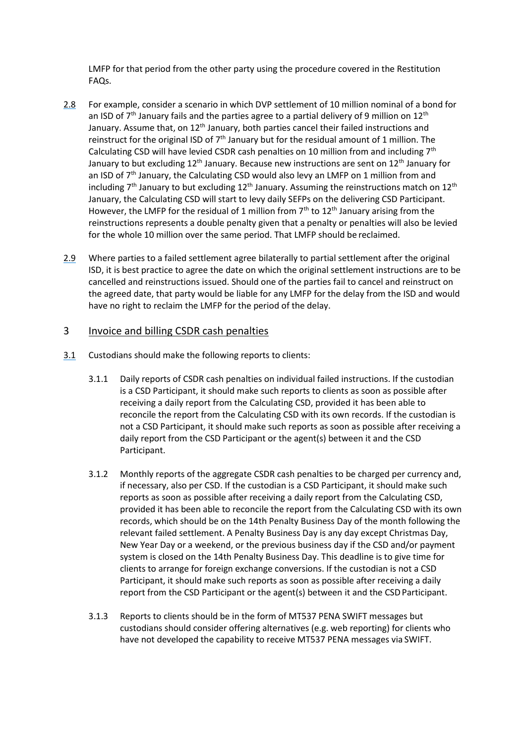LMFP for that period from the other party using the procedure covered in the Restitution FAQs.

2.8 For example, consider a scenario in which DVP settlement of 10 million nominal of a bond for an ISD of 7th January fails and the parties agree to a partial delivery of 9 million on 12th January. Assume that, on 12th January, both parties cancel their failed instructions and reinstruct for the original ISD of 7th January but for the residual amount of 1 million. The Calculating CSD will have levied CSDR cash penalties on 10 million from and including 7th January to but excluding 12th January. Because new instructions are sent on 12th January for an ISD of 7th January, the Calculating CSD would also levy an LMFP on 1 million from and including 7th January to but excluding 12th January. Assuming the reinstructions match on 12th January, the Calculating CSD will start to levy daily SEFPs on the delivering CSD Participant. However, the LMFP for the residual of 1 million from 7th to 12th January arising from the reinstructions represents a double penalty given that a penalty or penalties will also be levied for the whole 10 million over the same period. That LMFP should be reclaimed.

2.9 Where parties to a failed settlement agree bilaterally to partial settlement after the original ISD, it is best practice to agree the date on which the original settlement instructions are to be cancelled and reinstructions issued. Should one of the parties fail to cancel and reinstruct on the agreed date, that party would be liable for any LMFP for the delay from the ISD and would have no right to reclaim the LMFP for the period of the delay.

## 3 Invoice and billing CSDR cash penalties

3.1 Custodians should make the following reports to clients:

3.1.1 Daily reports of CSDR cash penalties on individual failed instructions. If the custodian is a CSD Participant, it should make such reports to clients as soon as possible after receiving a daily report from the Calculating CSD, provided it has been able to reconcile the report from the Calculating CSD with its own records. If the custodian is not a CSD Participant, it should make such reports as soon as possible after receiving a daily report from the CSD Participant or the agent(s) between it and the CSD Participant.

3.1.2 Monthly reports of the aggregate CSDR cash penalties to be charged per currency and, if necessary, also per CSD. If the custodian is a CSD Participant, it should make such reports as soon as possible after receiving a daily report from the Calculating CSD, provided it has been able to reconcile the report from the Calculating CSD with its own records, which should be on the 14th Penalty Business Day of the month following the relevant failed settlement. A Penalty Business Day is any day except Christmas Day, New Year Day or a weekend, or the previous business day if the CSD and/or payment system is closed on the 14th Penalty Business Day. This deadline is to give time for clients to arrange for foreign exchange conversions. If the custodian is not a CSD Participant, it should make such reports as soon as possible after receiving a daily report from the CSD Participant or the agent(s) between it and the CSD Participant.

3.1.3 Reports to clients should be in the form of MT537 PENA SWIFT messages but custodians should consider offering alternatives (e.g. web reporting) for clients who have not developed the capability to receive MT537 PENA messages via SWIFT.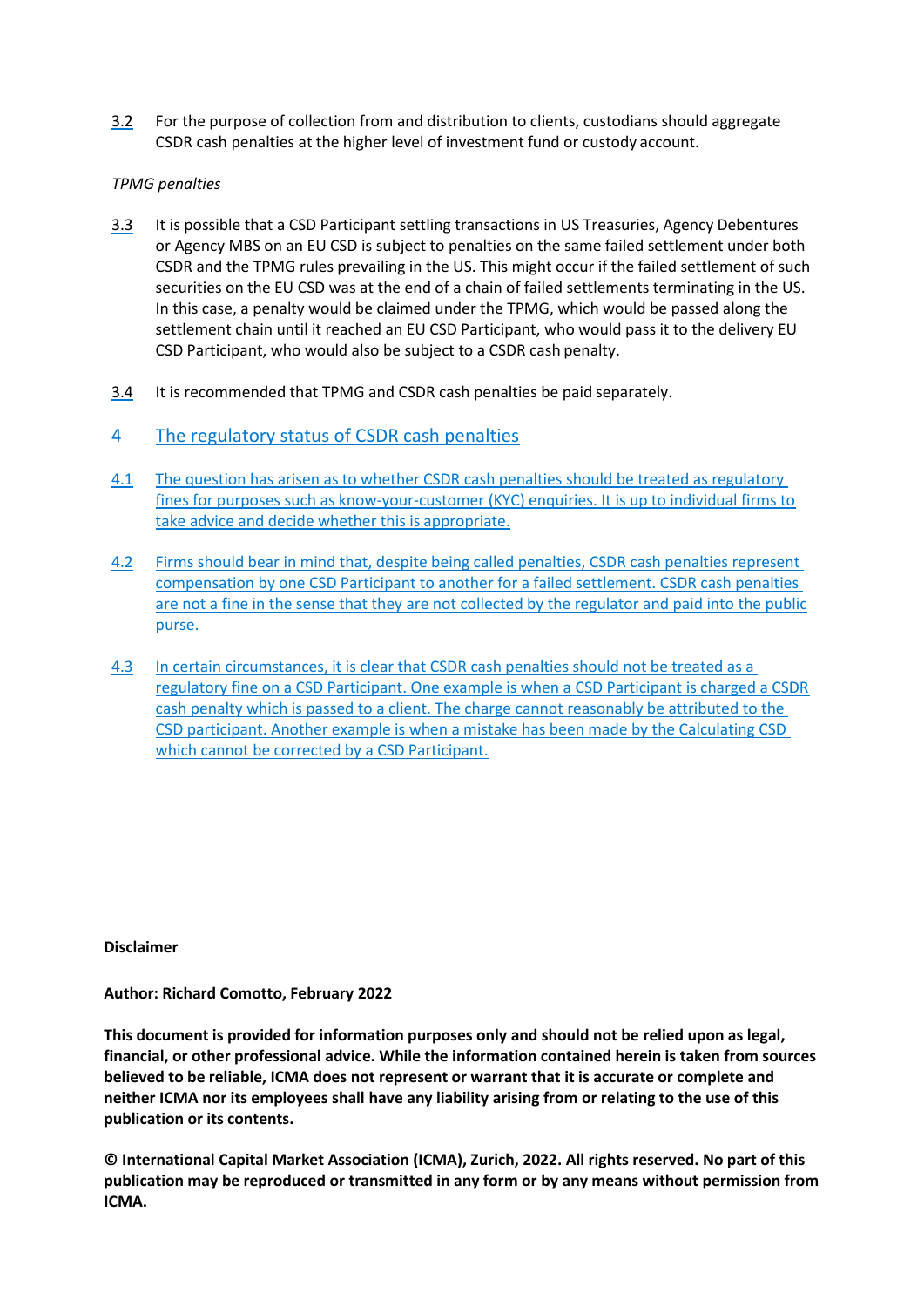3.2 For the purpose of collection from and distribution to clients, custodians should aggregate CSDR cash penalties at the higher level of investment fund or custody account.

*TPMG penalties*

3.3 It is possible that a CSD Participant settling transactions in US Treasuries, Agency Debentures or Agency MBS on an EU CSD is subject to penalties on the same failed settlement under both CSDR and the TPMG rules prevailing in the US. This might occur if the failed settlement of such securities on the EU CSD was at the end of a chain of failed settlements terminating in the US. In this case, a penalty would be claimed under the TPMG, which would be passed along the settlement chain until it reached an EU CSD Participant, who would pass it to the delivery EU CSD Participant, who would also be subject to a CSDR cash penalty.

3.4 It is recommended that TPMG and CSDR cash penalties be paid separately.

## 4 The regulatory status of CSDR cash penalties

4.1 The question has arisen as to whether CSDR cash penalties should be treated as regulatory fines for purposes such as know-your-customer (KYC) enquiries. It is up to individual firms to take advice and decide whether this is appropriate.

4.2 Firms should bear in mind that, despite being called penalties, CSDR cash penalties represent compensation by one CSD Participant to another for a failed settlement. CSDR cash penalties are not a fine in the sense that they are not collected by the regulator and paid into the public purse.

4.3 In certain circumstances, it is clear that CSDR cash penalties should not be treated as a regulatory fine on a CSD Participant. One example is when a CSD Participant is charged a CSDR cash penalty which is passed to a client. The charge cannot reasonably be attributed to the CSD participant. Another example is when a mistake has been made by the Calculating CSD which cannot be corrected by a CSD Participant.

**Disclaimer**

**Author: Richard Comotto, February 2022**

**This document is provided for information purposes only and should not be relied upon as legal, financial, or other professional advice. While the information contained herein is taken from sources believed to be reliable, ICMA does not represent or warrant that it is accurate or complete and neither ICMA nor its employees shall have any liability arising from or relating to the use of this publication or its contents.**

**© International Capital Market Association (ICMA), Zurich, 2022. All rights reserved. No part of this publication may be reproduced or transmitted in any form or by any means without permission from ICMA.**